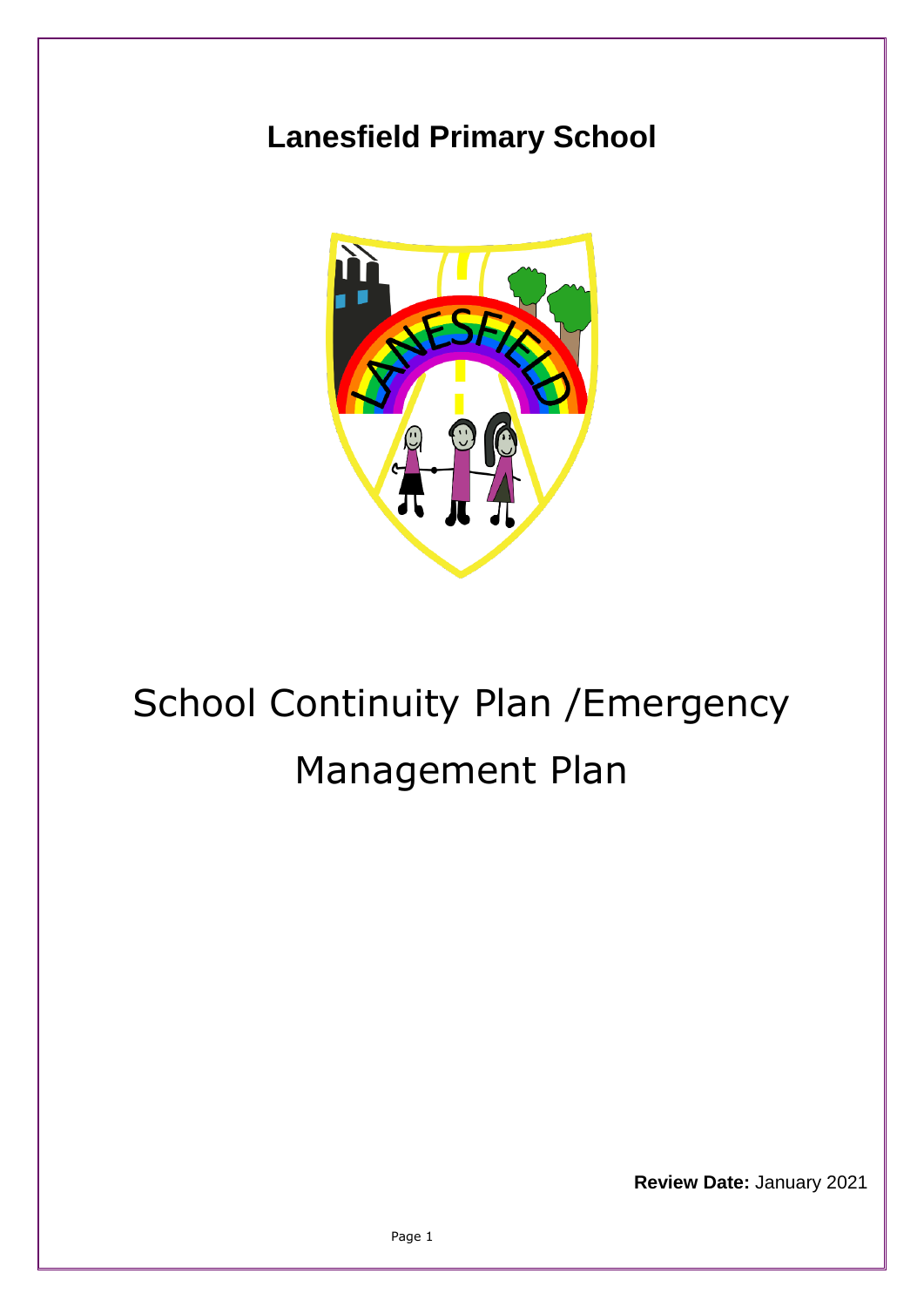# Lanesfield Primary School

# School Continuity Plan /Emergency Management Plan

**Review Date:** January 2021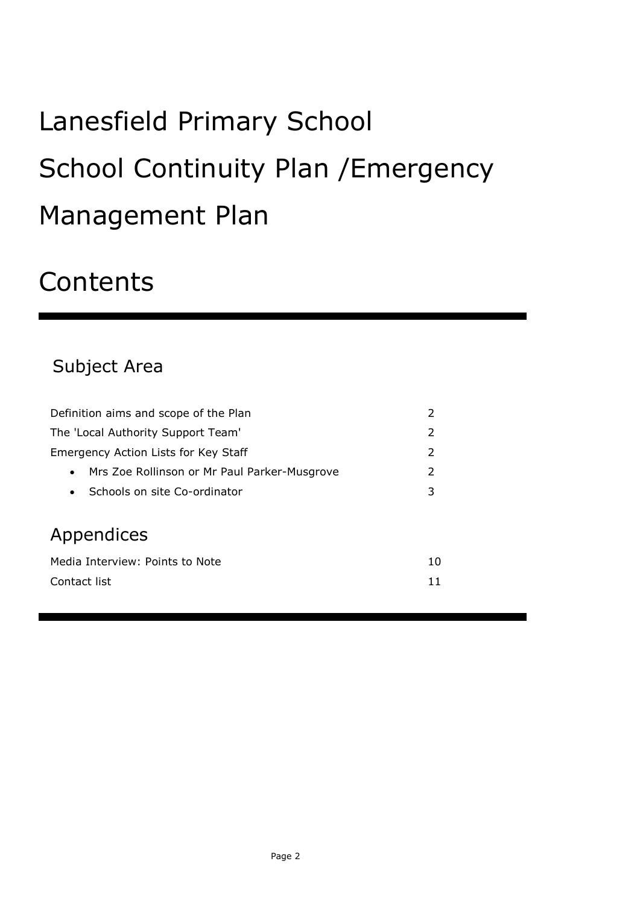# Lanesfield Primary School

# School Continuity Plan /Emergency Management Plan

## Contents

### Subject Area

| | |
|---|---|
| Definition aims and scope of the Plan | 2 |
| The 'Local Authority Support Team' | 2 |
| Emergency Action Lists for Key Staff | 2 |
| • Mrs Zoe Rollinson or Mr Paul Parker-Musgrove | 2 |
| • Schools on site Co-ordinator | 3 |

### Appendices

| | |
|---|---|
| Media Interview: Points to Note | 10 |
| Contact list | 11 |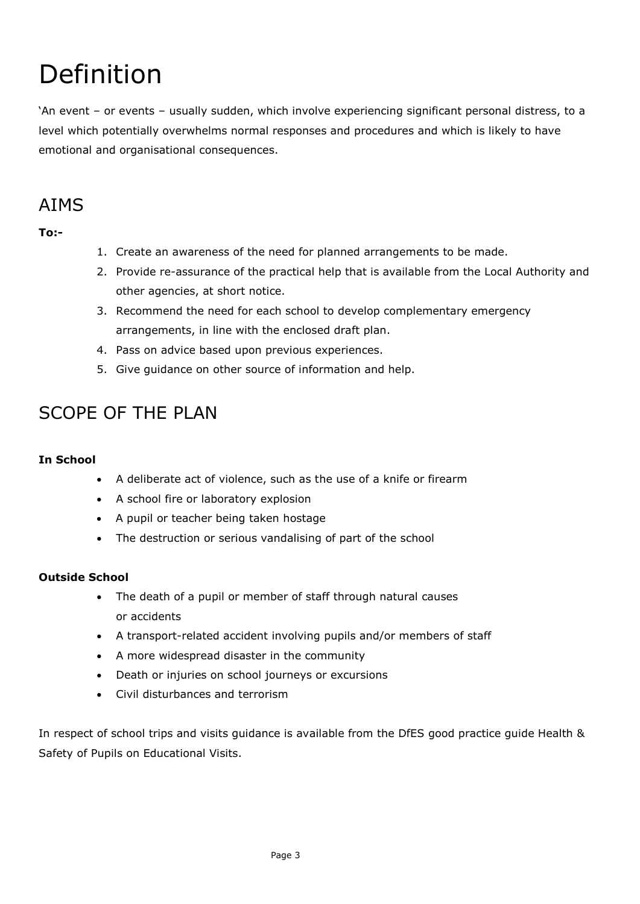# Definition

'An event – or events – usually sudden, which involve experiencing significant personal distress, to a level which potentially overwhelms normal responses and procedures and which is likely to have emotional and organisational consequences.

## AIMS

**To:-**

1. Create an awareness of the need for planned arrangements to be made.
2. Provide re-assurance of the practical help that is available from the Local Authority and other agencies, at short notice.
3. Recommend the need for each school to develop complementary emergency arrangements, in line with the enclosed draft plan.
4. Pass on advice based upon previous experiences.
5. Give guidance on other source of information and help.

## SCOPE OF THE PLAN

**In School**

- A deliberate act of violence, such as the use of a knife or firearm
- A school fire or laboratory explosion
- A pupil or teacher being taken hostage
- The destruction or serious vandalising of part of the school

**Outside School**

- The death of a pupil or member of staff through natural causes or accidents
- A transport-related accident involving pupils and/or members of staff
- A more widespread disaster in the community
- Death or injuries on school journeys or excursions
- Civil disturbances and terrorism

In respect of school trips and visits guidance is available from the DfES good practice guide Health & Safety of Pupils on Educational Visits.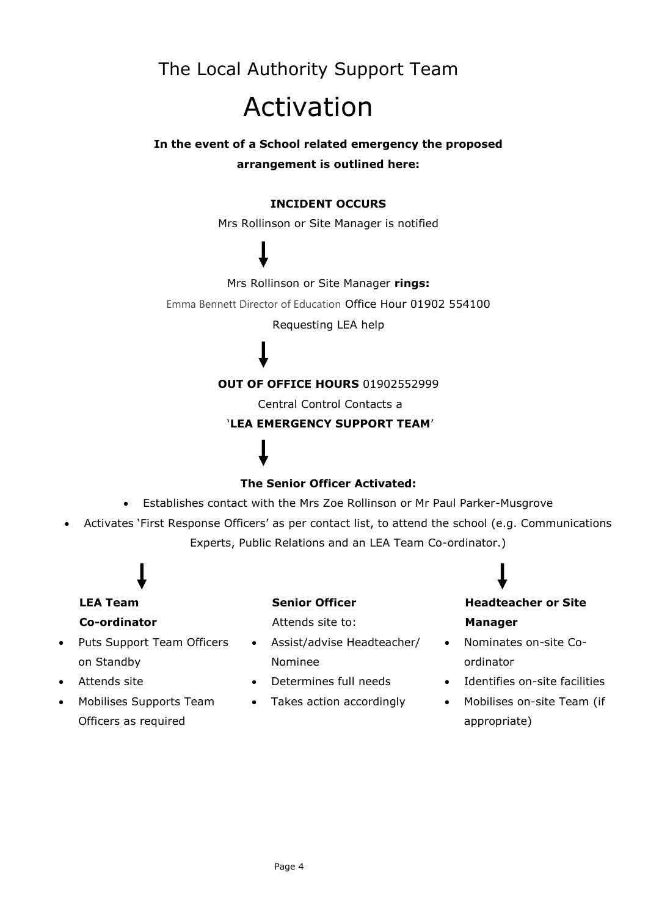# The Local Authority Support Team

# Activation

**In the event of a School related emergency the proposed arrangement is outlined here:**

**INCIDENT OCCURS**

Mrs Rollinson or Site Manager is notified

↓

Mrs Rollinson or Site Manager **rings:**

Emma Bennett Director of Education Office Hour 01902 554100

Requesting LEA help

↓

**OUT OF OFFICE HOURS** 01902552999

Central Control Contacts a

'**LEA EMERGENCY SUPPORT TEAM**'

↓

**The Senior Officer Activated:**

- Establishes contact with the Mrs Zoe Rollinson or Mr Paul Parker-Musgrove
- Activates 'First Response Officers' as per contact list, to attend the school (e.g. Communications Experts, Public Relations and an LEA Team Co-ordinator.)

↓

**LEA Team Co-ordinator**

- Puts Support Team Officers on Standby
- Attends site
- Mobilises Supports Team Officers as required

**Senior Officer**

Attends site to:

- Assist/advise Headteacher/ Nominee
- Determines full needs
- Takes action accordingly

↓

**Headteacher or Site Manager**

- Nominates on-site Co-ordinator
- Identifies on-site facilities
- Mobilises on-site Team (if appropriate)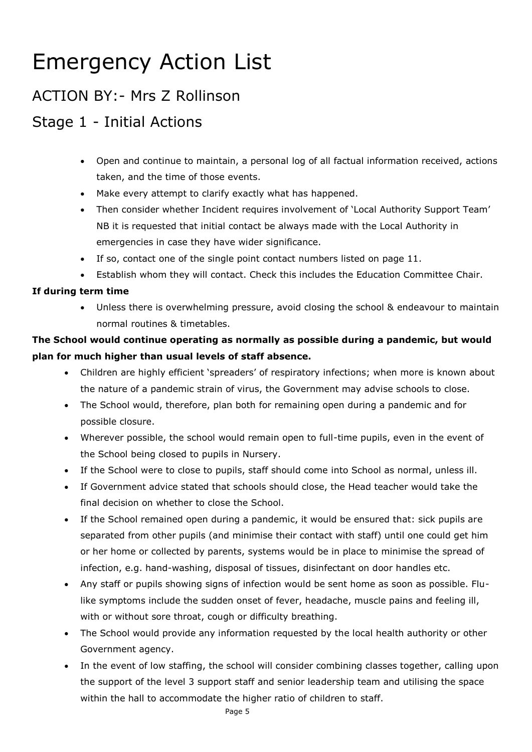# Emergency Action List

## ACTION BY:- Mrs Z Rollinson

## Stage 1 - Initial Actions

- Open and continue to maintain, a personal log of all factual information received, actions taken, and the time of those events.
- Make every attempt to clarify exactly what has happened.
- Then consider whether Incident requires involvement of 'Local Authority Support Team' NB it is requested that initial contact be always made with the Local Authority in emergencies in case they have wider significance.
- If so, contact one of the single point contact numbers listed on page 11.
- Establish whom they will contact. Check this includes the Education Committee Chair.

**If during term time**

- Unless there is overwhelming pressure, avoid closing the school & endeavour to maintain normal routines & timetables.

**The School would continue operating as normally as possible during a pandemic, but would plan for much higher than usual levels of staff absence.**

- Children are highly efficient 'spreaders' of respiratory infections; when more is known about the nature of a pandemic strain of virus, the Government may advise schools to close.
- The School would, therefore, plan both for remaining open during a pandemic and for possible closure.
- Wherever possible, the school would remain open to full-time pupils, even in the event of the School being closed to pupils in Nursery.
- If the School were to close to pupils, staff should come into School as normal, unless ill.
- If Government advice stated that schools should close, the Head teacher would take the final decision on whether to close the School.
- If the School remained open during a pandemic, it would be ensured that: sick pupils are separated from other pupils (and minimise their contact with staff) until one could get him or her home or collected by parents, systems would be in place to minimise the spread of infection, e.g. hand-washing, disposal of tissues, disinfectant on door handles etc.
- Any staff or pupils showing signs of infection would be sent home as soon as possible. Flu-like symptoms include the sudden onset of fever, headache, muscle pains and feeling ill, with or without sore throat, cough or difficulty breathing.
- The School would provide any information requested by the local health authority or other Government agency.
- In the event of low staffing, the school will consider combining classes together, calling upon the support of the level 3 support staff and senior leadership team and utilising the space within the hall to accommodate the higher ratio of children to staff.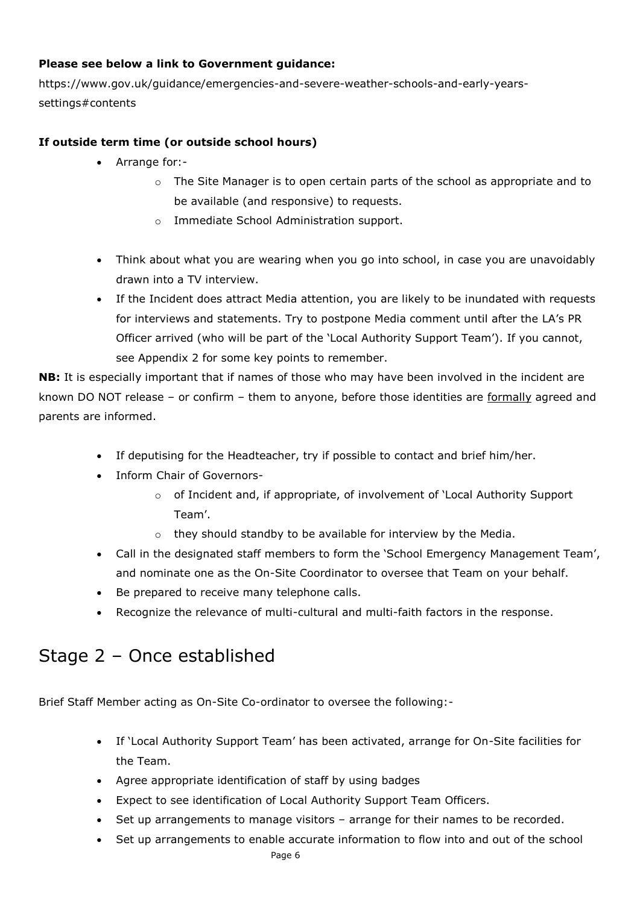**Please see below a link to Government guidance:**

https://www.gov.uk/guidance/emergencies-and-severe-weather-schools-and-early-years-settings#contents

**If outside term time (or outside school hours)**

- Arrange for:-
    - The Site Manager is to open certain parts of the school as appropriate and to be available (and responsive) to requests.
    - Immediate School Administration support.

- Think about what you are wearing when you go into school, in case you are unavoidably drawn into a TV interview.
- If the Incident does attract Media attention, you are likely to be inundated with requests for interviews and statements. Try to postpone Media comment until after the LA's PR Officer arrived (who will be part of the 'Local Authority Support Team'). If you cannot, see Appendix 2 for some key points to remember.

**NB:** It is especially important that if names of those who may have been involved in the incident are known DO NOT release – or confirm – them to anyone, before those identities are <u>formally</u> agreed and parents are informed.

- If deputising for the Headteacher, try if possible to contact and brief him/her.
- Inform Chair of Governors-
    - of Incident and, if appropriate, of involvement of 'Local Authority Support Team'.
    - they should standby to be available for interview by the Media.
- Call in the designated staff members to form the 'School Emergency Management Team', and nominate one as the On-Site Coordinator to oversee that Team on your behalf.
- Be prepared to receive many telephone calls.
- Recognize the relevance of multi-cultural and multi-faith factors in the response.

# Stage 2 – Once established

Brief Staff Member acting as On-Site Co-ordinator to oversee the following:-

- If 'Local Authority Support Team' has been activated, arrange for On-Site facilities for the Team.
- Agree appropriate identification of staff by using badges
- Expect to see identification of Local Authority Support Team Officers.
- Set up arrangements to manage visitors – arrange for their names to be recorded.
- Set up arrangements to enable accurate information to flow into and out of the school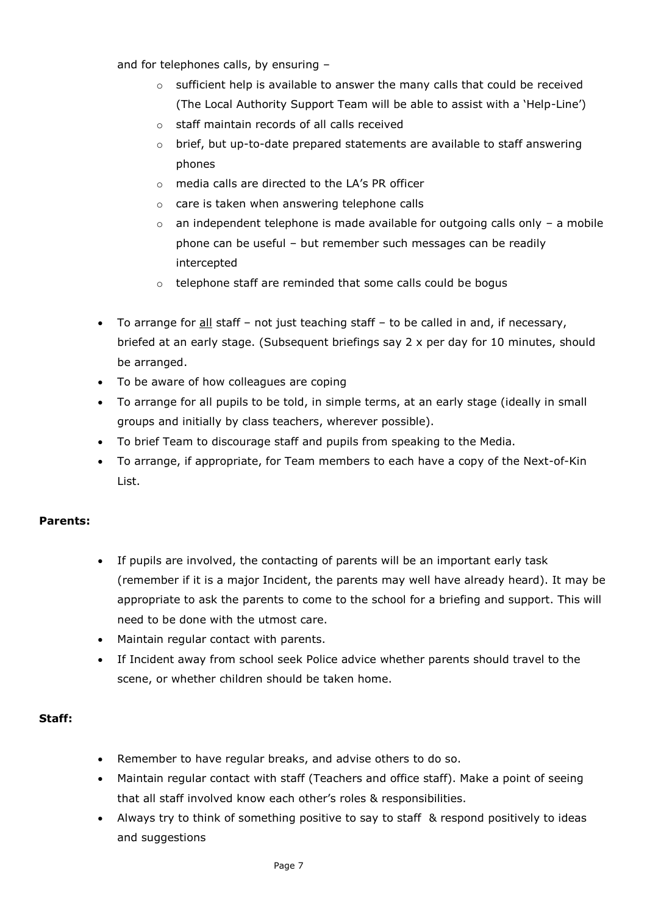and for telephones calls, by ensuring –

- sufficient help is available to answer the many calls that could be received (The Local Authority Support Team will be able to assist with a 'Help-Line')
- staff maintain records of all calls received
- brief, but up-to-date prepared statements are available to staff answering phones
- media calls are directed to the LA's PR officer
- care is taken when answering telephone calls
- an independent telephone is made available for outgoing calls only – a mobile phone can be useful – but remember such messages can be readily intercepted
- telephone staff are reminded that some calls could be bogus

- To arrange for <u>all</u> staff – not just teaching staff – to be called in and, if necessary, briefed at an early stage. (Subsequent briefings say 2 x per day for 10 minutes, should be arranged.
- To be aware of how colleagues are coping
- To arrange for all pupils to be told, in simple terms, at an early stage (ideally in small groups and initially by class teachers, wherever possible).
- To brief Team to discourage staff and pupils from speaking to the Media.
- To arrange, if appropriate, for Team members to each have a copy of the Next-of-Kin List.

**Parents:**

- If pupils are involved, the contacting of parents will be an important early task (remember if it is a major Incident, the parents may well have already heard). It may be appropriate to ask the parents to come to the school for a briefing and support. This will need to be done with the utmost care.
- Maintain regular contact with parents.
- If Incident away from school seek Police advice whether parents should travel to the scene, or whether children should be taken home.

**Staff:**

- Remember to have regular breaks, and advise others to do so.
- Maintain regular contact with staff (Teachers and office staff). Make a point of seeing that all staff involved know each other's roles & responsibilities.
- Always try to think of something positive to say to staff & respond positively to ideas and suggestions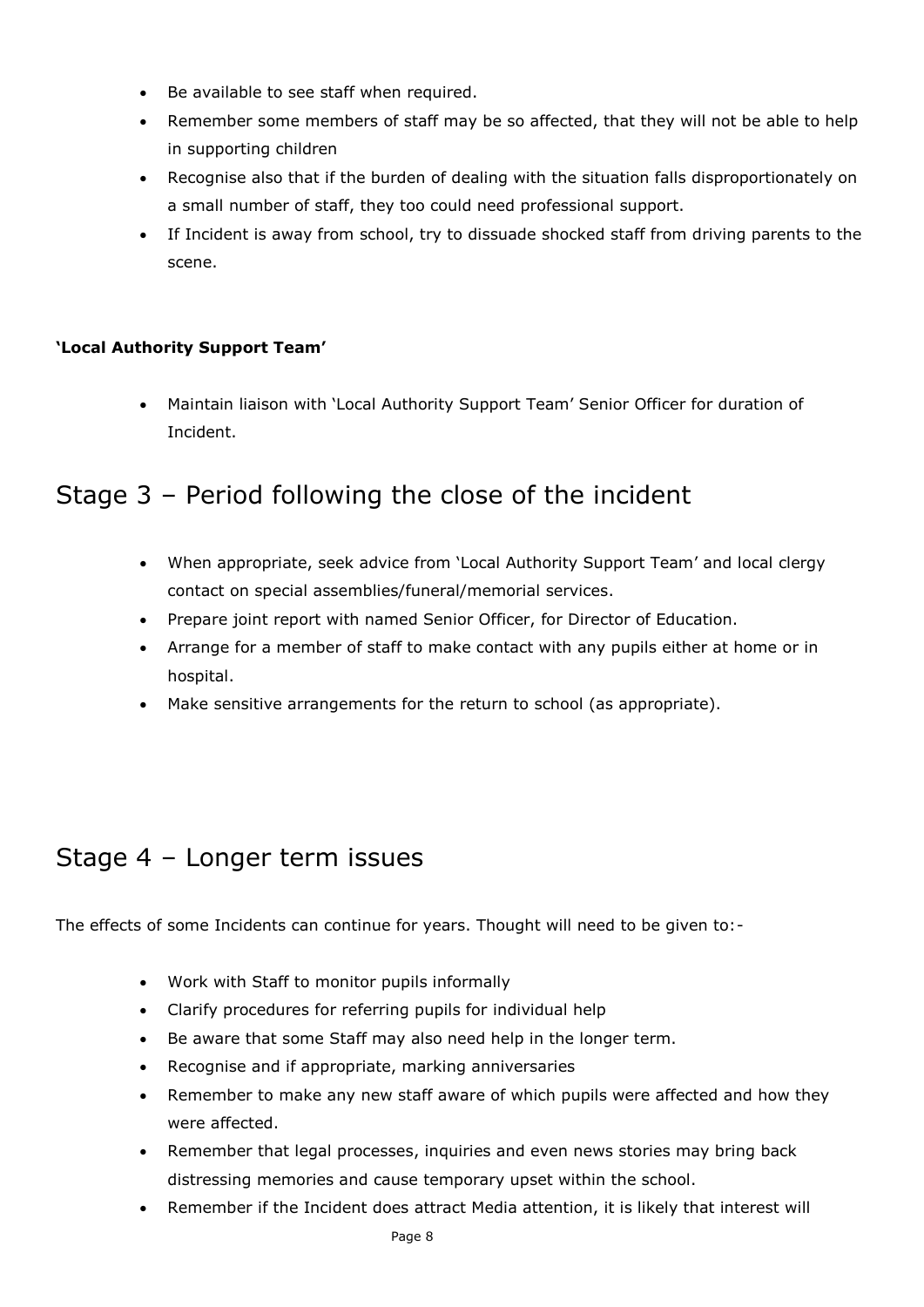- Be available to see staff when required.
- Remember some members of staff may be so affected, that they will not be able to help in supporting children
- Recognise also that if the burden of dealing with the situation falls disproportionately on a small number of staff, they too could need professional support.
- If Incident is away from school, try to dissuade shocked staff from driving parents to the scene.

**'Local Authority Support Team'**

- Maintain liaison with 'Local Authority Support Team' Senior Officer for duration of Incident.

## Stage 3 – Period following the close of the incident

- When appropriate, seek advice from 'Local Authority Support Team' and local clergy contact on special assemblies/funeral/memorial services.
- Prepare joint report with named Senior Officer, for Director of Education.
- Arrange for a member of staff to make contact with any pupils either at home or in hospital.
- Make sensitive arrangements for the return to school (as appropriate).

## Stage 4 – Longer term issues

The effects of some Incidents can continue for years. Thought will need to be given to:-

- Work with Staff to monitor pupils informally
- Clarify procedures for referring pupils for individual help
- Be aware that some Staff may also need help in the longer term.
- Recognise and if appropriate, marking anniversaries
- Remember to make any new staff aware of which pupils were affected and how they were affected.
- Remember that legal processes, inquiries and even news stories may bring back distressing memories and cause temporary upset within the school.
- Remember if the Incident does attract Media attention, it is likely that interest will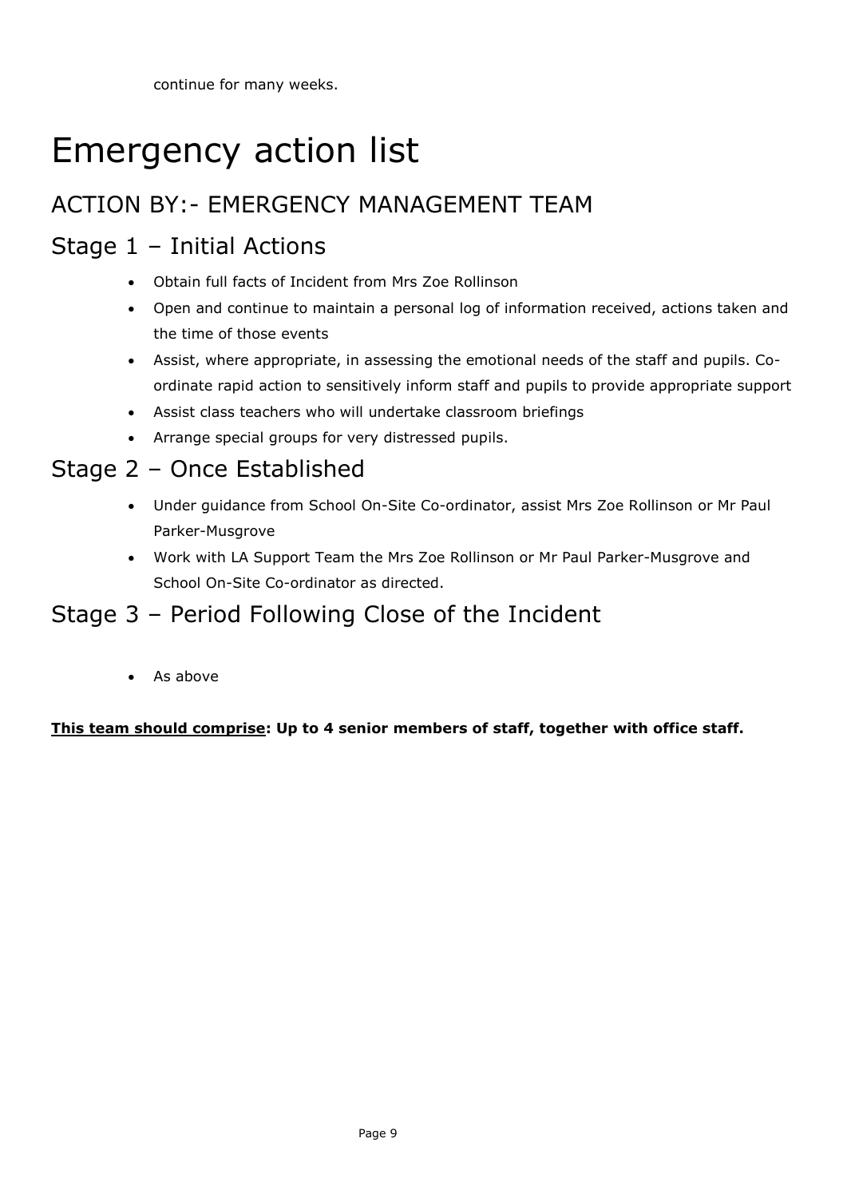continue for many weeks.

# Emergency action list

## ACTION BY:- EMERGENCY MANAGEMENT TEAM

## Stage 1 – Initial Actions

- Obtain full facts of Incident from Mrs Zoe Rollinson
- Open and continue to maintain a personal log of information received, actions taken and the time of those events
- Assist, where appropriate, in assessing the emotional needs of the staff and pupils. Co-ordinate rapid action to sensitively inform staff and pupils to provide appropriate support
- Assist class teachers who will undertake classroom briefings
- Arrange special groups for very distressed pupils.

## Stage 2 – Once Established

- Under guidance from School On-Site Co-ordinator, assist Mrs Zoe Rollinson or Mr Paul Parker-Musgrove
- Work with LA Support Team the Mrs Zoe Rollinson or Mr Paul Parker-Musgrove and School On-Site Co-ordinator as directed.

## Stage 3 – Period Following Close of the Incident

- As above

**<u>This team should comprise</u>: Up to 4 senior members of staff, together with office staff.**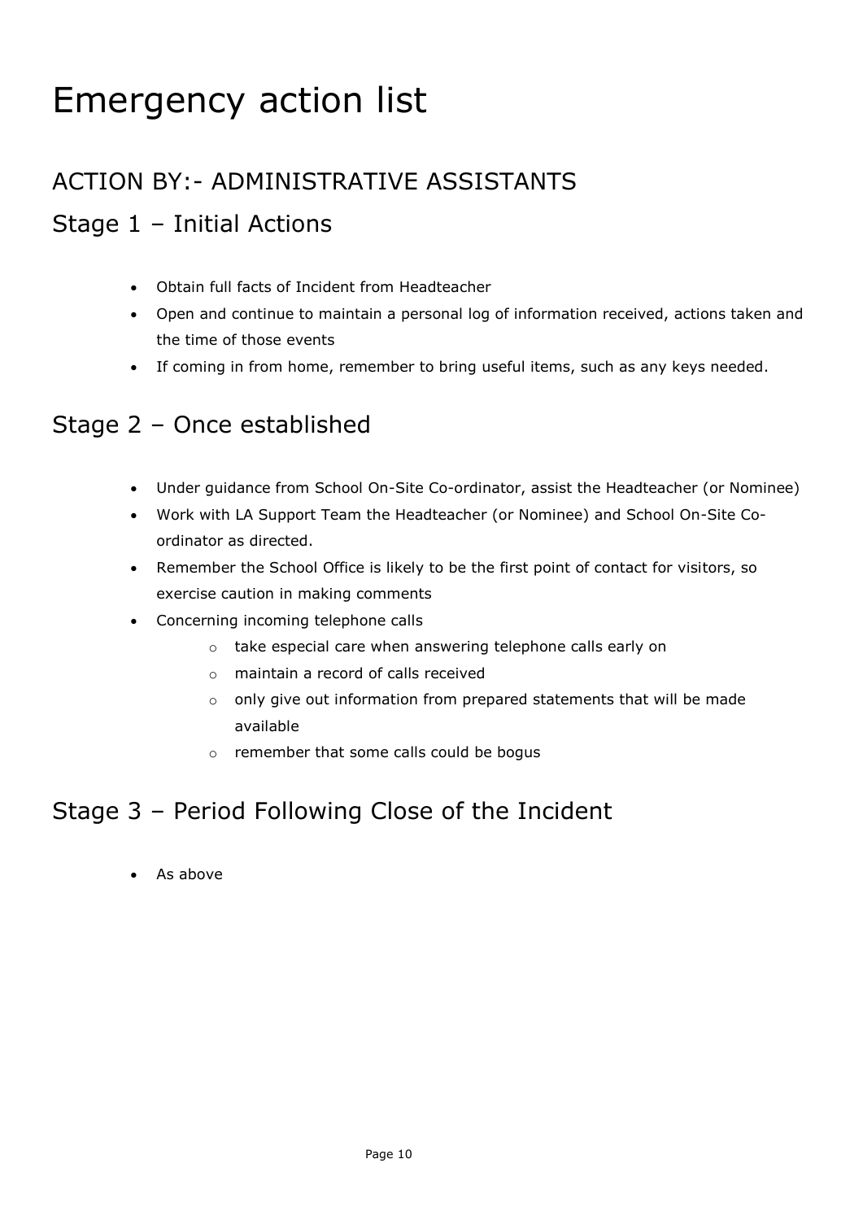# Emergency action list

## ACTION BY:- ADMINISTRATIVE ASSISTANTS

## Stage 1 – Initial Actions

- Obtain full facts of Incident from Headteacher
- Open and continue to maintain a personal log of information received, actions taken and the time of those events
- If coming in from home, remember to bring useful items, such as any keys needed.

## Stage 2 – Once established

- Under guidance from School On-Site Co-ordinator, assist the Headteacher (or Nominee)
- Work with LA Support Team the Headteacher (or Nominee) and School On-Site Co-ordinator as directed.
- Remember the School Office is likely to be the first point of contact for visitors, so exercise caution in making comments
- Concerning incoming telephone calls
    - take especial care when answering telephone calls early on
    - maintain a record of calls received
    - only give out information from prepared statements that will be made available
    - remember that some calls could be bogus

## Stage 3 – Period Following Close of the Incident

- As above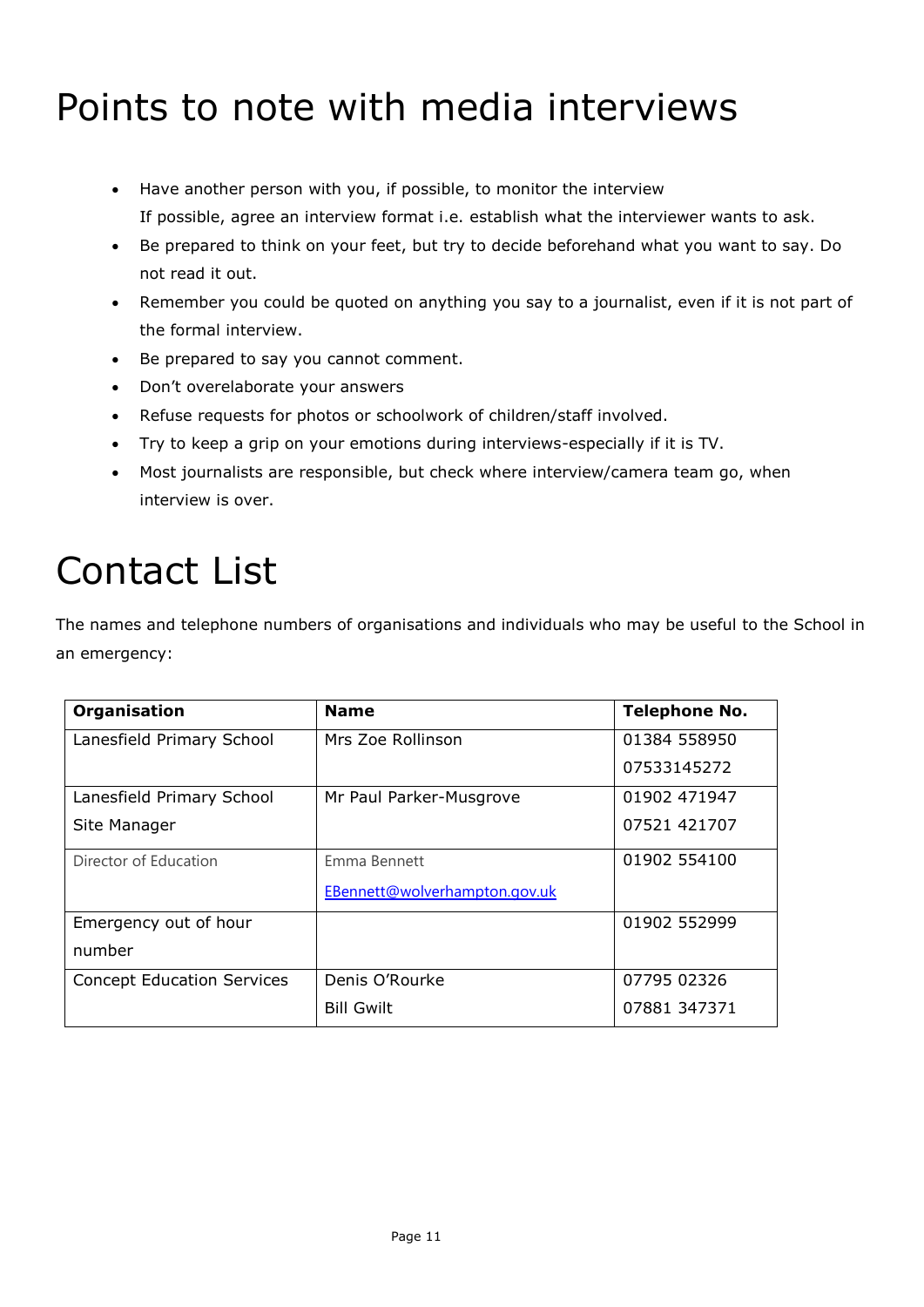# Points to note with media interviews

- Have another person with you, if possible, to monitor the interview
  If possible, agree an interview format i.e. establish what the interviewer wants to ask.
- Be prepared to think on your feet, but try to decide beforehand what you want to say. Do not read it out.
- Remember you could be quoted on anything you say to a journalist, even if it is not part of the formal interview.
- Be prepared to say you cannot comment.
- Don't overelaborate your answers
- Refuse requests for photos or schoolwork of children/staff involved.
- Try to keep a grip on your emotions during interviews-especially if it is TV.
- Most journalists are responsible, but check where interview/camera team go, when interview is over.

# Contact List

The names and telephone numbers of organisations and individuals who may be useful to the School in an emergency:

| **Organisation** | **Name** | **Telephone No.** |
|---|---|---|
| Lanesfield Primary School | Mrs Zoe Rollinson | 01384 558950<br>07533145272 |
| Lanesfield Primary School<br>Site Manager | Mr Paul Parker-Musgrove | 01902 471947<br>07521 421707 |
| Director of Education | Emma Bennett<br>EBennett@wolverhampton.gov.uk | 01902 554100 |
| Emergency out of hour number | | 01902 552999 |
| Concept Education Services | Denis O'Rourke<br>Bill Gwilt | 07795 02326<br>07881 347371 |